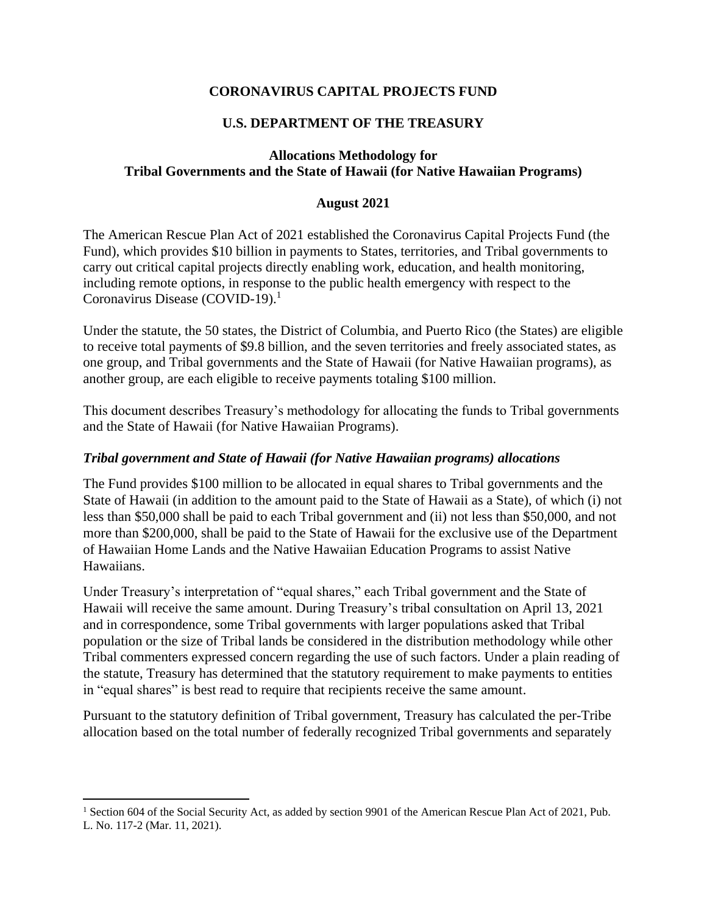**CORONAVIRUS CAPITAL PROJECTS FUND**

**U.S. DEPARTMENT OF THE TREASURY**

**Allocations Methodology for**
**Tribal Governments and the State of Hawaii (for Native Hawaiian Programs)**

**August 2021**

The American Rescue Plan Act of 2021 established the Coronavirus Capital Projects Fund (the Fund), which provides $10 billion in payments to States, territories, and Tribal governments to carry out critical capital projects directly enabling work, education, and health monitoring, including remote options, in response to the public health emergency with respect to the Coronavirus Disease (COVID-19).[1]

Under the statute, the 50 states, the District of Columbia, and Puerto Rico (the States) are eligible to receive total payments of $9.8 billion, and the seven territories and freely associated states, as one group, and Tribal governments and the State of Hawaii (for Native Hawaiian programs), as another group, are each eligible to receive payments totaling $100 million.

This document describes Treasury's methodology for allocating the funds to Tribal governments and the State of Hawaii (for Native Hawaiian Programs).

### *Tribal government and State of Hawaii (for Native Hawaiian programs) allocations*

The Fund provides $100 million to be allocated in equal shares to Tribal governments and the State of Hawaii (in addition to the amount paid to the State of Hawaii as a State), of which (i) not less than $50,000 shall be paid to each Tribal government and (ii) not less than $50,000, and not more than $200,000, shall be paid to the State of Hawaii for the exclusive use of the Department of Hawaiian Home Lands and the Native Hawaiian Education Programs to assist Native Hawaiians.

Under Treasury's interpretation of "equal shares," each Tribal government and the State of Hawaii will receive the same amount. During Treasury's tribal consultation on April 13, 2021 and in correspondence, some Tribal governments with larger populations asked that Tribal population or the size of Tribal lands be considered in the distribution methodology while other Tribal commenters expressed concern regarding the use of such factors. Under a plain reading of the statute, Treasury has determined that the statutory requirement to make payments to entities in "equal shares" is best read to require that recipients receive the same amount.

Pursuant to the statutory definition of Tribal government, Treasury has calculated the per-Tribe allocation based on the total number of federally recognized Tribal governments and separately

[1] Section 604 of the Social Security Act, as added by section 9901 of the American Rescue Plan Act of 2021, Pub. L. No. 117-2 (Mar. 11, 2021).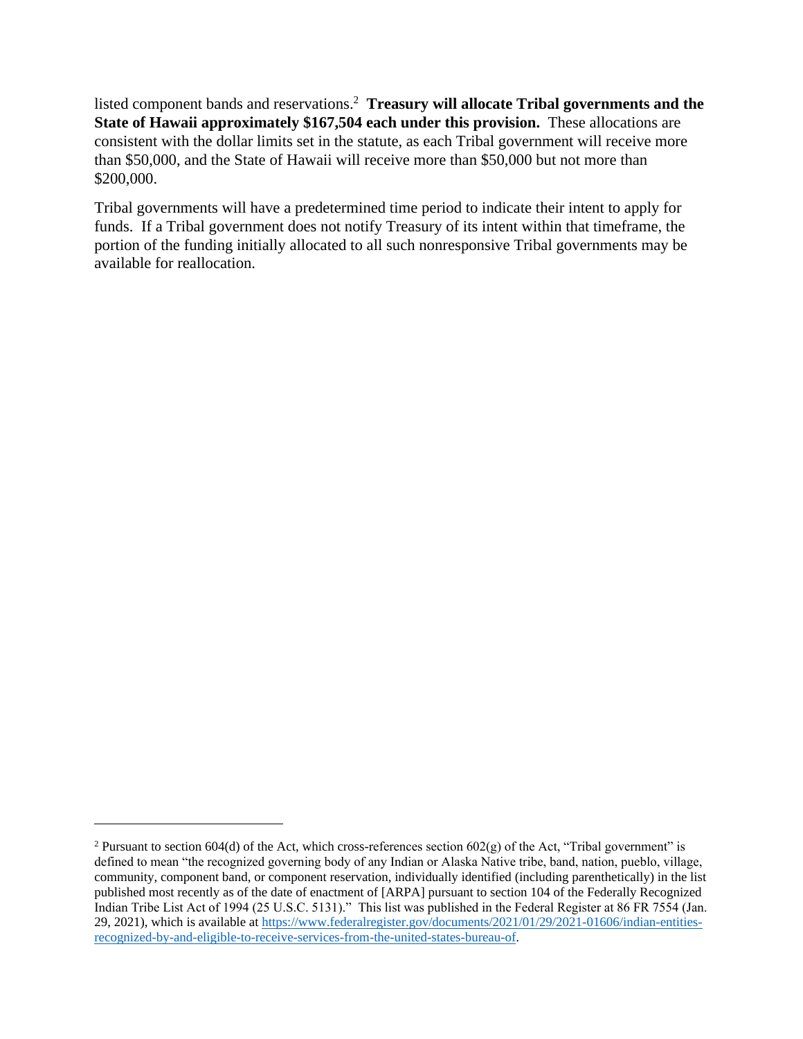listed component bands and reservations.[2] **Treasury will allocate Tribal governments and the State of Hawaii approximately $167,504 each under this provision.** These allocations are consistent with the dollar limits set in the statute, as each Tribal government will receive more than $50,000, and the State of Hawaii will receive more than $50,000 but not more than $200,000.

Tribal governments will have a predetermined time period to indicate their intent to apply for funds. If a Tribal government does not notify Treasury of its intent within that timeframe, the portion of the funding initially allocated to all such nonresponsive Tribal governments may be available for reallocation.

---

[2] Pursuant to section 604(d) of the Act, which cross-references section 602(g) of the Act, "Tribal government" is defined to mean "the recognized governing body of any Indian or Alaska Native tribe, band, nation, pueblo, village, community, component band, or component reservation, individually identified (including parenthetically) in the list published most recently as of the date of enactment of [ARPA] pursuant to section 104 of the Federally Recognized Indian Tribe List Act of 1994 (25 U.S.C. 5131)." This list was published in the Federal Register at 86 FR 7554 (Jan. 29, 2021), which is available at [https://www.federalregister.gov/documents/2021/01/29/2021-01606/indian-entities-recognized-by-and-eligible-to-receive-services-from-the-united-states-bureau-of](https://www.federalregister.gov/documents/2021/01/29/2021-01606/indian-entities-recognized-by-and-eligible-to-receive-services-from-the-united-states-bureau-of).